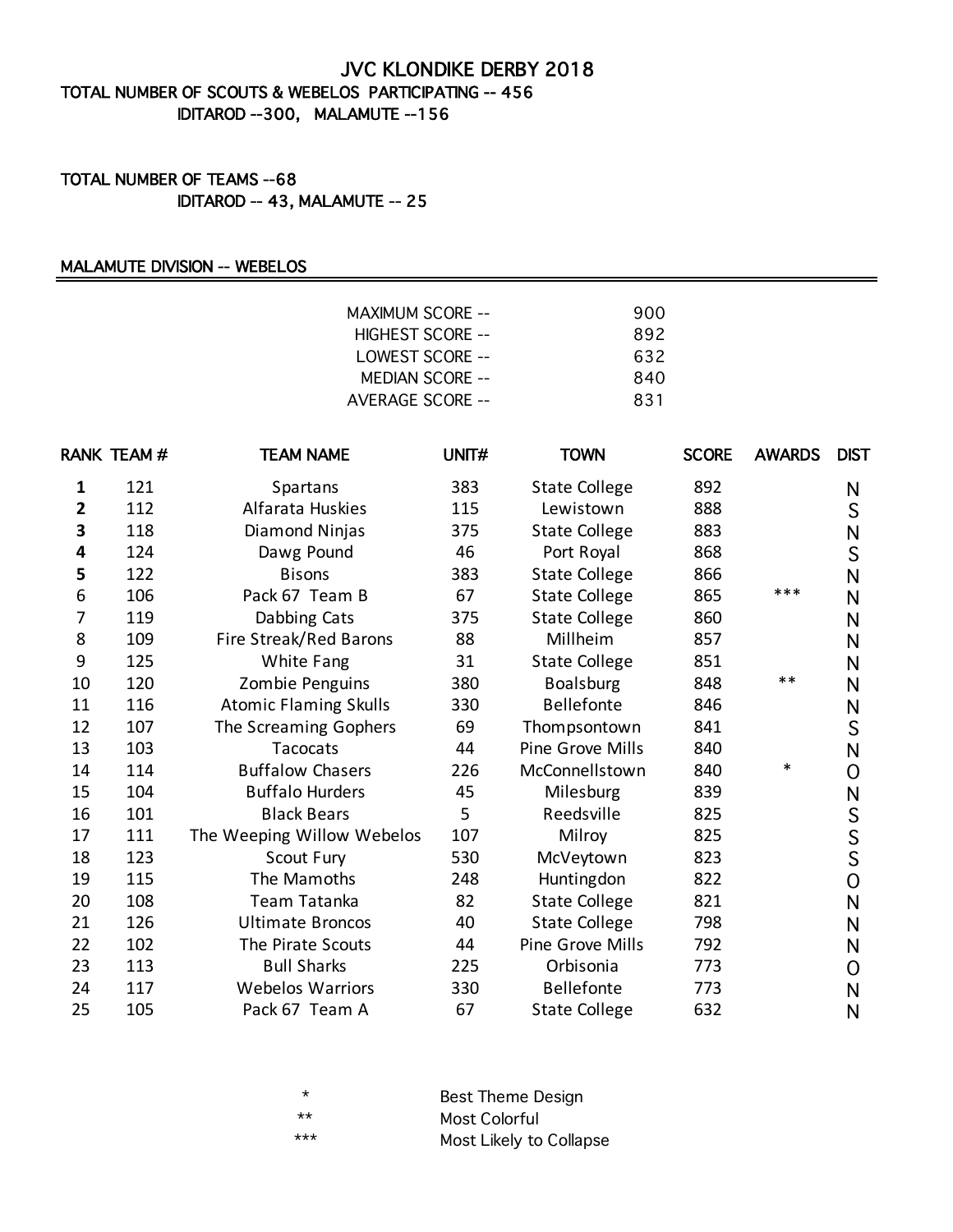# JVC KLONDIKE DERBY 2018

**TOTAL NUMBER OF SCOUTS & WEBELOS PARTICIPATING -- 456**

**IDITAROD --300, MALAMUTE --156**

**TOTAL NUMBER OF TEAMS --68**

**IDITAROD -- 43, MALAMUTE -- 25**

## MALAMUTE DIVISION -- WEBELOS

| | |
|---|---|
| MAXIMUM SCORE -- | 900 |
| HIGHEST SCORE -- | 892 |
| LOWEST SCORE -- | 632 |
| MEDIAN SCORE -- | 840 |
| AVERAGE SCORE -- | 831 |

| RANK | TEAM # | TEAM NAME | UNIT# | TOWN | SCORE | AWARDS | DIST |
|---|---|---|---|---|---|---|---|
| **1** | 121 | Spartans | 383 | State College | 892 | | N |
| **2** | 112 | Alfarata Huskies | 115 | Lewistown | 888 | | S |
| **3** | 118 | Diamond Ninjas | 375 | State College | 883 | | N |
| **4** | 124 | Dawg Pound | 46 | Port Royal | 868 | | S |
| **5** | 122 | Bisons | 383 | State College | 866 | | N |
| 6 | 106 | Pack 67 Team B | 67 | State College | 865 | *** | N |
| 7 | 119 | Dabbing Cats | 375 | State College | 860 | | N |
| 8 | 109 | Fire Streak/Red Barons | 88 | Millheim | 857 | | N |
| 9 | 125 | White Fang | 31 | State College | 851 | | N |
| 10 | 120 | Zombie Penguins | 380 | Boalsburg | 848 | ** | N |
| 11 | 116 | Atomic Flaming Skulls | 330 | Bellefonte | 846 | | N |
| 12 | 107 | The Screaming Gophers | 69 | Thompsontown | 841 | | S |
| 13 | 103 | Tacocats | 44 | Pine Grove Mills | 840 | | N |
| 14 | 114 | Buffalow Chasers | 226 | McConnellstown | 840 | * | O |
| 15 | 104 | Buffalo Hurders | 45 | Milesburg | 839 | | N |
| 16 | 101 | Black Bears | 5 | Reedsville | 825 | | S |
| 17 | 111 | The Weeping Willow Webelos | 107 | Milroy | 825 | | S |
| 18 | 123 | Scout Fury | 530 | McVeytown | 823 | | S |
| 19 | 115 | The Mamoths | 248 | Huntingdon | 822 | | O |
| 20 | 108 | Team Tatanka | 82 | State College | 821 | | N |
| 21 | 126 | Ultimate Broncos | 40 | State College | 798 | | N |
| 22 | 102 | The Pirate Scouts | 44 | Pine Grove Mills | 792 | | N |
| 23 | 113 | Bull Sharks | 225 | Orbisonia | 773 | | O |
| 24 | 117 | Webelos Warriors | 330 | Bellefonte | 773 | | N |
| 25 | 105 | Pack 67 Team A | 67 | State College | 632 | | N |

| | |
|---|---|
| * | Best Theme Design |
| ** | Most Colorful |
| *** | Most Likely to Collapse |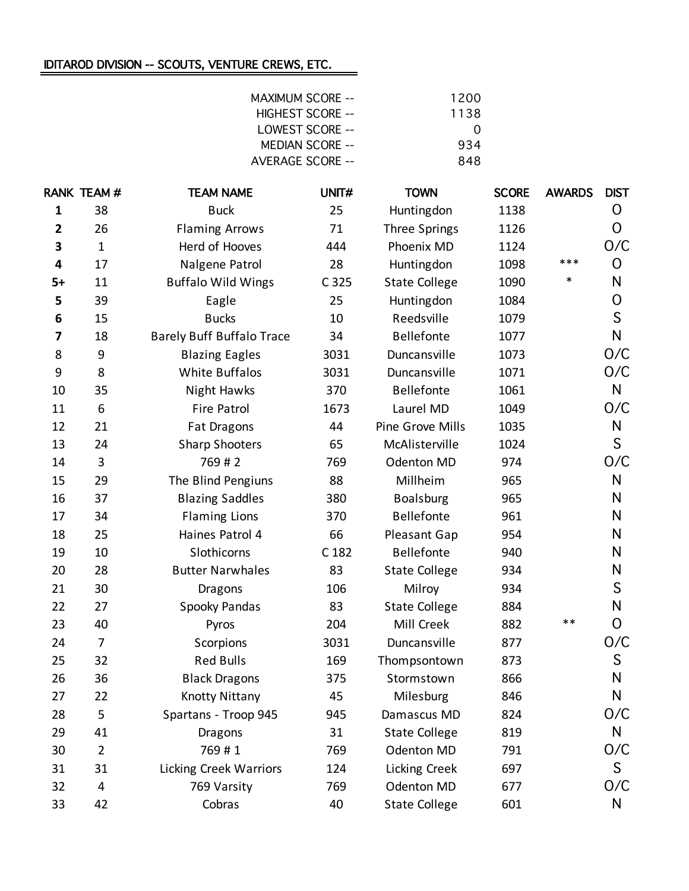## IDITAROD DIVISION -- SCOUTS, VENTURE CREWS, ETC.

| | |
|---|---|
| MAXIMUM SCORE -- | 1200 |
| HIGHEST SCORE -- | 1138 |
| LOWEST SCORE -- | 0 |
| MEDIAN SCORE -- | 934 |
| AVERAGE SCORE -- | 848 |

| RANK | TEAM # | TEAM NAME | UNIT# | TOWN | SCORE | AWARDS | DIST |
|---|---|---|---|---|---|---|---|
| **1** | 38 | Buck | 25 | Huntingdon | 1138 | | O |
| **2** | 26 | Flaming Arrows | 71 | Three Springs | 1126 | | O |
| **3** | 1 | Herd of Hooves | 444 | Phoenix MD | 1124 | | O/C |
| **4** | 17 | Nalgene Patrol | 28 | Huntingdon | 1098 | *** | O |
| **5+** | 11 | Buffalo Wild Wings | C 325 | State College | 1090 | * | N |
| **5** | 39 | Eagle | 25 | Huntingdon | 1084 | | O |
| **6** | 15 | Bucks | 10 | Reedsville | 1079 | | S |
| **7** | 18 | Barely Buff Buffalo Trace | 34 | Bellefonte | 1077 | | N |
| 8 | 9 | Blazing Eagles | 3031 | Duncansville | 1073 | | O/C |
| 9 | 8 | White Buffalos | 3031 | Duncansville | 1071 | | O/C |
| 10 | 35 | Night Hawks | 370 | Bellefonte | 1061 | | N |
| 11 | 6 | Fire Patrol | 1673 | Laurel MD | 1049 | | O/C |
| 12 | 21 | Fat Dragons | 44 | Pine Grove Mills | 1035 | | N |
| 13 | 24 | Sharp Shooters | 65 | McAlisterville | 1024 | | S |
| 14 | 3 | 769 # 2 | 769 | Odenton MD | 974 | | O/C |
| 15 | 29 | The Blind Pengiuns | 88 | Millheim | 965 | | N |
| 16 | 37 | Blazing Saddles | 380 | Boalsburg | 965 | | N |
| 17 | 34 | Flaming Lions | 370 | Bellefonte | 961 | | N |
| 18 | 25 | Haines Patrol 4 | 66 | Pleasant Gap | 954 | | N |
| 19 | 10 | Slothicorns | C 182 | Bellefonte | 940 | | N |
| 20 | 28 | Butter Narwhales | 83 | State College | 934 | | N |
| 21 | 30 | Dragons | 106 | Milroy | 934 | | S |
| 22 | 27 | Spooky Pandas | 83 | State College | 884 | | N |
| 23 | 40 | Pyros | 204 | Mill Creek | 882 | ** | O |
| 24 | 7 | Scorpions | 3031 | Duncansville | 877 | | O/C |
| 25 | 32 | Red Bulls | 169 | Thompsontown | 873 | | S |
| 26 | 36 | Black Dragons | 375 | Stormstown | 866 | | N |
| 27 | 22 | Knotty Nittany | 45 | Milesburg | 846 | | N |
| 28 | 5 | Spartans - Troop 945 | 945 | Damascus MD | 824 | | O/C |
| 29 | 41 | Dragons | 31 | State College | 819 | | N |
| 30 | 2 | 769 # 1 | 769 | Odenton MD | 791 | | O/C |
| 31 | 31 | Licking Creek Warriors | 124 | Licking Creek | 697 | | S |
| 32 | 4 | 769 Varsity | 769 | Odenton MD | 677 | | O/C |
| 33 | 42 | Cobras | 40 | State College | 601 | | N |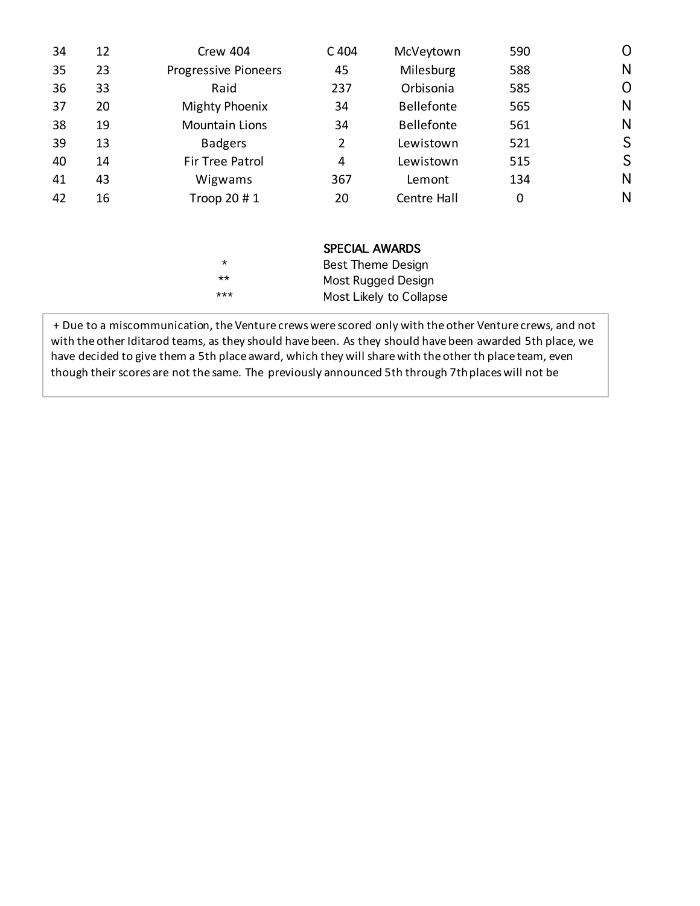| | | | | | | |
|---|---|---|---|---|---|---|
| 34 | 12 | Crew 404 | C 404 | McVeytown | 590 | O |
| 35 | 23 | Progressive Pioneers | 45 | Milesburg | 588 | N |
| 36 | 33 | Raid | 237 | Orbisonia | 585 | O |
| 37 | 20 | Mighty Phoenix | 34 | Bellefonte | 565 | N |
| 38 | 19 | Mountain Lions | 34 | Bellefonte | 561 | N |
| 39 | 13 | Badgers | 2 | Lewistown | 521 | S |
| 40 | 14 | Fir Tree Patrol | 4 | Lewistown | 515 | S |
| 41 | 43 | Wigwams | 367 | Lemont | 134 | N |
| 42 | 16 | Troop 20 # 1 | 20 | Centre Hall | 0 | N |

SPECIAL AWARDS

| | |
|---|---|
| * | Best Theme Design |
| ** | Most Rugged Design |
| *** | Most Likely to Collapse |

+ Due to a miscommunication, the Venture crews were scored only with the other Venture crews, and not with the other Iditarod teams, as they should have been. As they should have been awarded 5th place, we have decided to give them a 5th place award, which they will share with the other th place team, even though their scores are not the same. The previously announced 5th through 7th places will not be